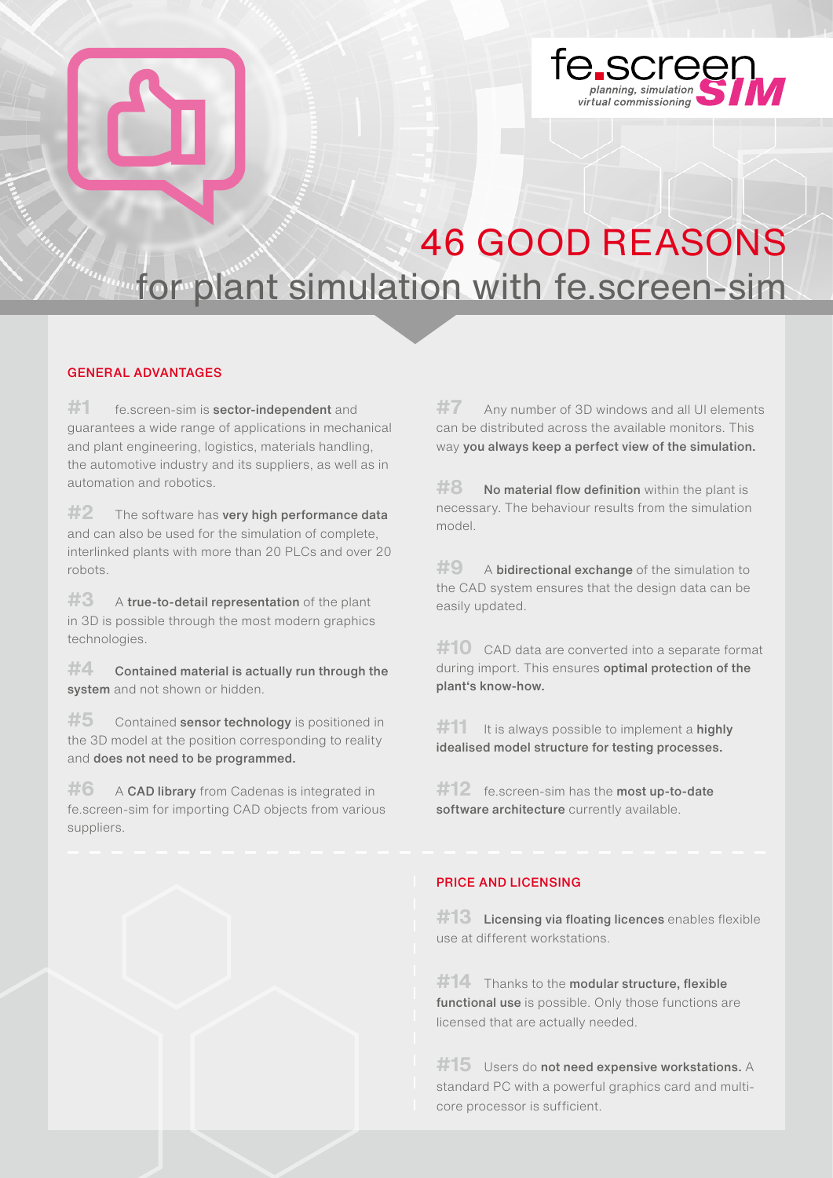# 46 GOOD REASONS for plant simulation with fe.screen-sim

## GENERAL ADVANTAGES

**#1** fe.screen-sim is **sector-independent** and guarantees a wide range of applications in mechanical and plant engineering, logistics, materials handling, the automotive industry and its suppliers, as well as in automation and robotics.

**#2** The software has **very high performance data** and can also be used for the simulation of complete, interlinked plants with more than 20 PLCs and over 20 robots.

**#3** A **true-to-detail representation** of the plant in 3D is possible through the most modern graphics technologies.

**#4** **Contained material is actually run through the system** and not shown or hidden.

**#5** Contained **sensor technology** is positioned in the 3D model at the position corresponding to reality and **does not need to be programmed.**

**#6** A **CAD library** from Cadenas is integrated in fe.screen-sim for importing CAD objects from various suppliers.

**#7** Any number of 3D windows and all UI elements can be distributed across the available monitors. This way **you always keep a perfect view of the simulation.**

**#8** **No material flow definition** within the plant is necessary. The behaviour results from the simulation model.

**#9** A **bidirectional exchange** of the simulation to the CAD system ensures that the design data can be easily updated.

**#10** CAD data are converted into a separate format during import. This ensures **optimal protection of the plant's know-how.**

**#11** It is always possible to implement a **highly idealised model structure for testing processes.**

**#12** fe.screen-sim has the **most up-to-date software architecture** currently available.

## PRICE AND LICENSING

**#13** **Licensing via floating licences** enables flexible use at different workstations.

**#14** Thanks to the **modular structure, flexible functional use** is possible. Only those functions are licensed that are actually needed.

**#15** Users do **not need expensive workstations.** A standard PC with a powerful graphics card and multi-core processor is sufficient.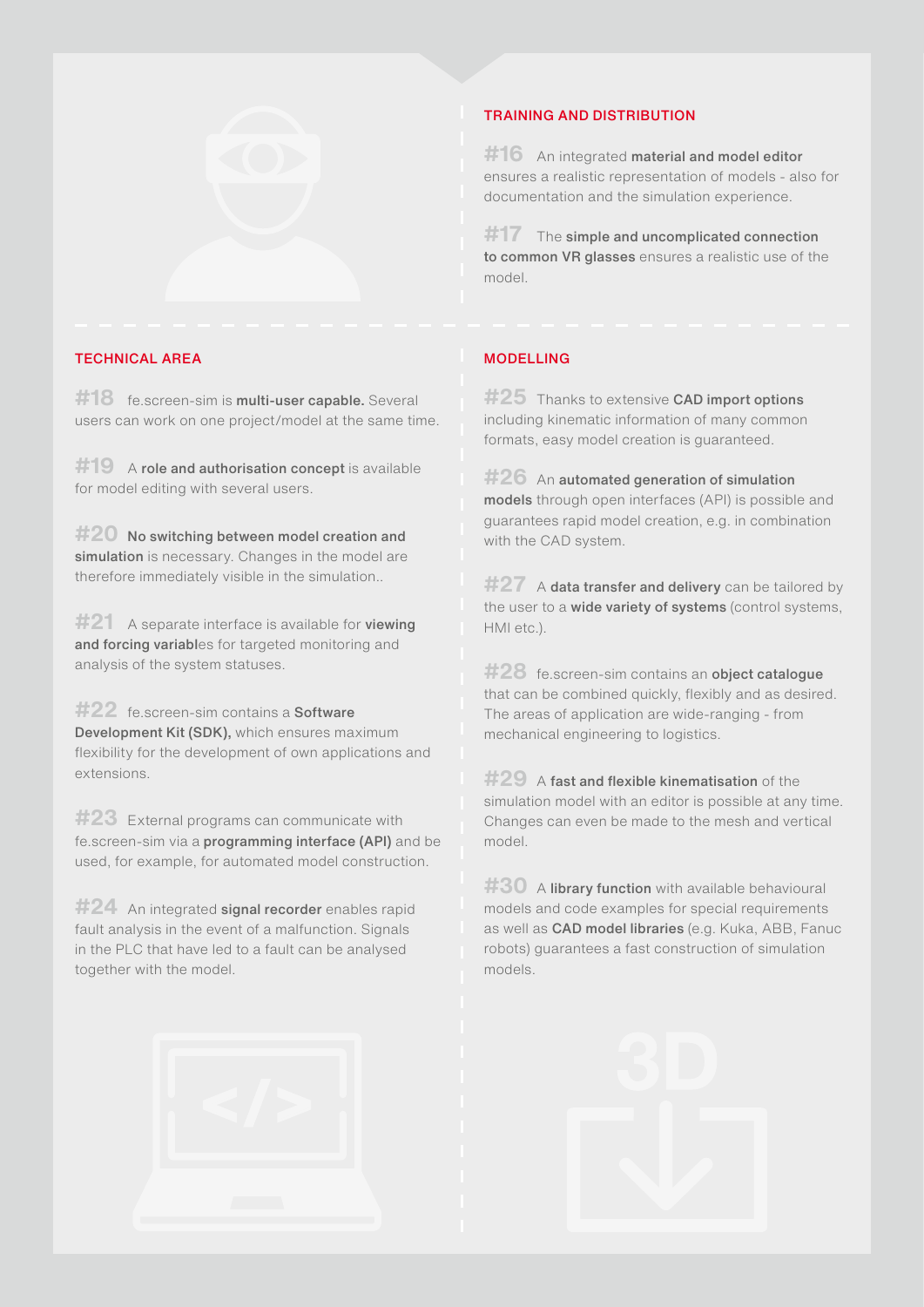## TRAINING AND DISTRIBUTION

**#16** An integrated **material and model editor** ensures a realistic representation of models - also for documentation and the simulation experience.

**#17** The **simple and uncomplicated connection to common VR glasses** ensures a realistic use of the model.

## TECHNICAL AREA

**#18** fe.screen-sim is **multi-user capable.** Several users can work on one project/model at the same time.

**#19** A **role and authorisation concept** is available for model editing with several users.

**#20** **No switching between model creation and simulation** is necessary. Changes in the model are therefore immediately visible in the simulation..

**#21** A separate interface is available for **viewing and forcing variabl**es for targeted monitoring and analysis of the system statuses.

**#22** fe.screen-sim contains a **Software Development Kit (SDK),** which ensures maximum flexibility for the development of own applications and extensions.

**#23** External programs can communicate with fe.screen-sim via a **programming interface (API)** and be used, for example, for automated model construction.

**#24** An integrated **signal recorder** enables rapid fault analysis in the event of a malfunction. Signals in the PLC that have led to a fault can be analysed together with the model.

## MODELLING

**#25** Thanks to extensive **CAD import options** including kinematic information of many common formats, easy model creation is guaranteed.

**#26** An **automated generation of simulation models** through open interfaces (API) is possible and guarantees rapid model creation, e.g. in combination with the CAD system.

**#27** A **data transfer and delivery** can be tailored by the user to a **wide variety of systems** (control systems, HMI etc.).

**#28** fe.screen-sim contains an **object catalogue** that can be combined quickly, flexibly and as desired. The areas of application are wide-ranging - from mechanical engineering to logistics.

**#29** A **fast and flexible kinematisation** of the simulation model with an editor is possible at any time. Changes can even be made to the mesh and vertical model.

**#30** A **library function** with available behavioural models and code examples for special requirements as well as **CAD model libraries** (e.g. Kuka, ABB, Fanuc robots) guarantees a fast construction of simulation models.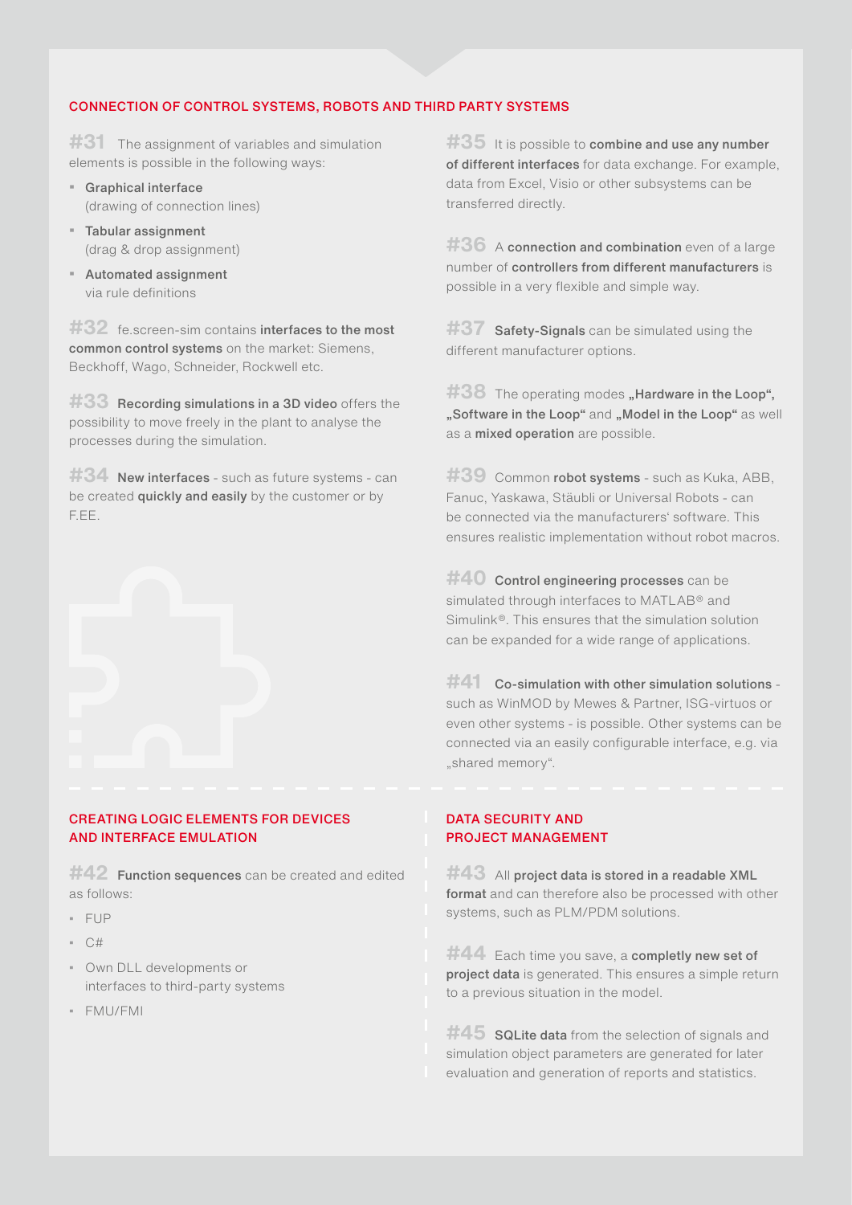## CONNECTION OF CONTROL SYSTEMS, ROBOTS AND THIRD PARTY SYSTEMS

**#31** The assignment of variables and simulation elements is possible in the following ways:

- **Graphical interface** (drawing of connection lines)
- **Tabular assignment** (drag & drop assignment)
- **Automated assignment** via rule definitions

**#32** fe.screen-sim contains **interfaces to the most common control systems** on the market: Siemens, Beckhoff, Wago, Schneider, Rockwell etc.

**#33** **Recording simulations in a 3D video** offers the possibility to move freely in the plant to analyse the processes during the simulation.

**#34** **New interfaces** - such as future systems - can be created **quickly and easily** by the customer or by F.EE.

**#35** It is possible to **combine and use any number of different interfaces** for data exchange. For example, data from Excel, Visio or other subsystems can be transferred directly.

**#36** A **connection and combination** even of a large number of **controllers from different manufacturers** is possible in a very flexible and simple way.

**#37** **Safety-Signals** can be simulated using the different manufacturer options.

**#38** The operating modes **„Hardware in the Loop"**, **„Software in the Loop"** and **„Model in the Loop"** as well as a **mixed operation** are possible.

**#39** Common **robot systems** - such as Kuka, ABB, Fanuc, Yaskawa, Stäubli or Universal Robots - can be connected via the manufacturers' software. This ensures realistic implementation without robot macros.

**#40** **Control engineering processes** can be simulated through interfaces to MATLAB® and Simulink®. This ensures that the simulation solution can be expanded for a wide range of applications.

**#41** **Co-simulation with other simulation solutions** - such as WinMOD by Mewes & Partner, ISG-virtuos or even other systems - is possible. Other systems can be connected via an easily configurable interface, e.g. via „shared memory".

## CREATING LOGIC ELEMENTS FOR DEVICES AND INTERFACE EMULATION

**#42** **Function sequences** can be created and edited as follows:

- FUP
- C#
- Own DLL developments or interfaces to third-party systems
- FMU/FMI

## DATA SECURITY AND PROJECT MANAGEMENT

**#43** All **project data is stored in a readable XML format** and can therefore also be processed with other systems, such as PLM/PDM solutions.

**#44** Each time you save, a **completly new set of project data** is generated. This ensures a simple return to a previous situation in the model.

**#45** **SQLite data** from the selection of signals and simulation object parameters are generated for later evaluation and generation of reports and statistics.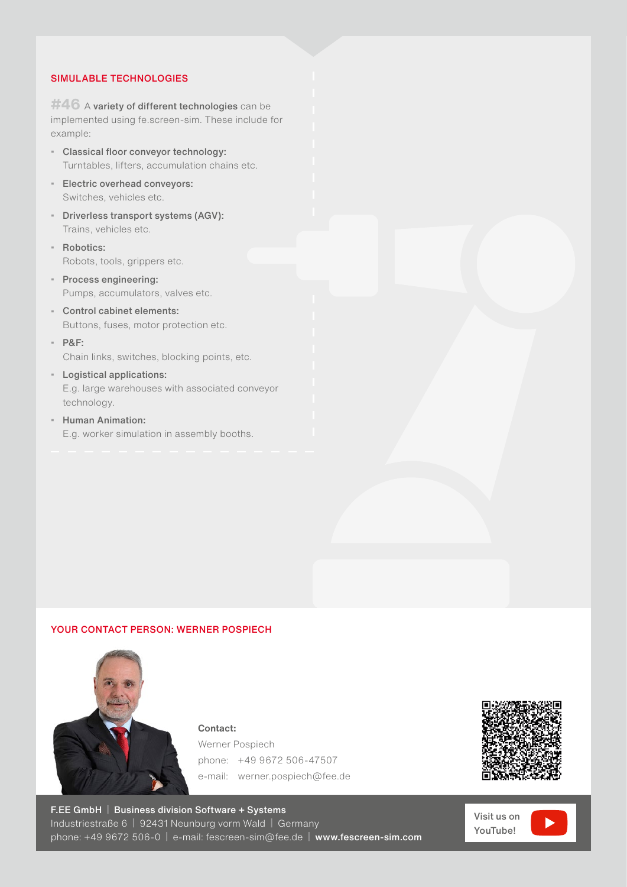## SIMULABLE TECHNOLOGIES

**#46** A **variety of different technologies** can be implemented using fe.screen-sim. These include for example:

- **Classical floor conveyor technology:** Turntables, lifters, accumulation chains etc.
- **Electric overhead conveyors:** Switches, vehicles etc.
- **Driverless transport systems (AGV):** Trains, vehicles etc.
- **Robotics:** Robots, tools, grippers etc.
- **Process engineering:** Pumps, accumulators, valves etc.
- **Control cabinet elements:** Buttons, fuses, motor protection etc.
- **P&F:** Chain links, switches, blocking points, etc.
- **Logistical applications:** E.g. large warehouses with associated conveyor technology.
- **Human Animation:** E.g. worker simulation in assembly booths.

## YOUR CONTACT PERSON: WERNER POSPIECH

**Contact:**
Werner Pospiech
phone: +49 9672 506-47507
e-mail: werner.pospiech@fee.de

**F.EE GmbH** | **Business division Software + Systems**
Industriestraße 6 | 92431 Neunburg vorm Wald | Germany
phone: +49 9672 506-0 | e-mail: fescreen-sim@fee.de | **www.fescreen-sim.com**

Visit us on YouTube!